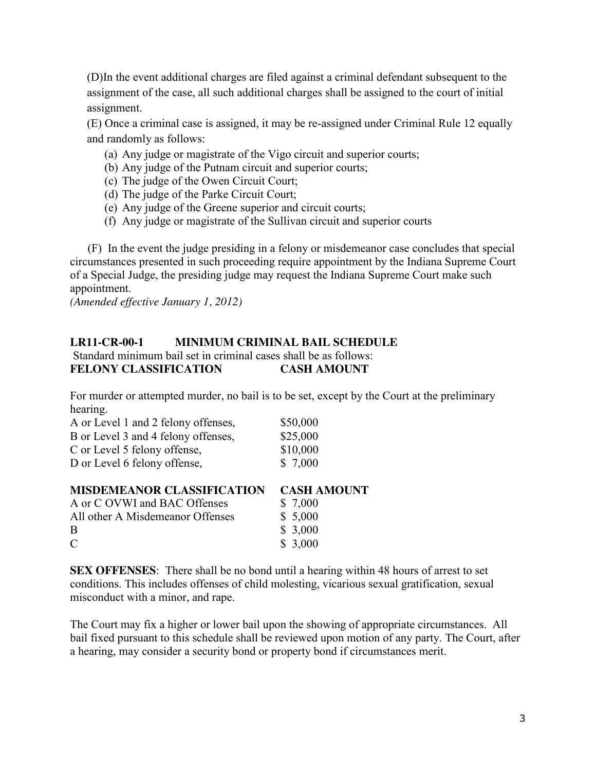(D)In the event additional charges are filed against a criminal defendant subsequent to the assignment of the case, all such additional charges shall be assigned to the court of initial assignment.

(E) Once a criminal case is assigned, it may be re-assigned under Criminal Rule 12 equally and randomly as follows:

(a) Any judge or magistrate of the Vigo circuit and superior courts;
(b) Any judge of the Putnam circuit and superior courts;
(c) The judge of the Owen Circuit Court;
(d) The judge of the Parke Circuit Court;
(e) Any judge of the Greene superior and circuit courts;
(f) Any judge or magistrate of the Sullivan circuit and superior courts

(F) In the event the judge presiding in a felony or misdemeanor case concludes that special circumstances presented in such proceeding require appointment by the Indiana Supreme Court of a Special Judge, the presiding judge may request the Indiana Supreme Court make such appointment.

*(Amended effective January 1, 2012)*

**LR11-CR-00-1 MINIMUM CRIMINAL BAIL SCHEDULE**

Standard minimum bail set in criminal cases shall be as follows:

**FELONY CLASSIFICATION** **CASH AMOUNT**

For murder or attempted murder, no bail is to be set, except by the Court at the preliminary hearing.

| | |
|---|---|
| A or Level 1 and 2 felony offenses, | $50,000 |
| B or Level 3 and 4 felony offenses, | $25,000 |
| C or Level 5 felony offense, | $10,000 |
| D or Level 6 felony offense, | $ 7,000 |

| **MISDEMEANOR CLASSIFICATION** | **CASH AMOUNT** |
|---|---|
| A or C OVWI and BAC Offenses | $ 7,000 |
| All other A Misdemeanor Offenses | $ 5,000 |
| B | $ 3,000 |
| C | $ 3,000 |

**SEX OFFENSES**: There shall be no bond until a hearing within 48 hours of arrest to set conditions. This includes offenses of child molesting, vicarious sexual gratification, sexual misconduct with a minor, and rape.

The Court may fix a higher or lower bail upon the showing of appropriate circumstances. All bail fixed pursuant to this schedule shall be reviewed upon motion of any party. The Court, after a hearing, may consider a security bond or property bond if circumstances merit.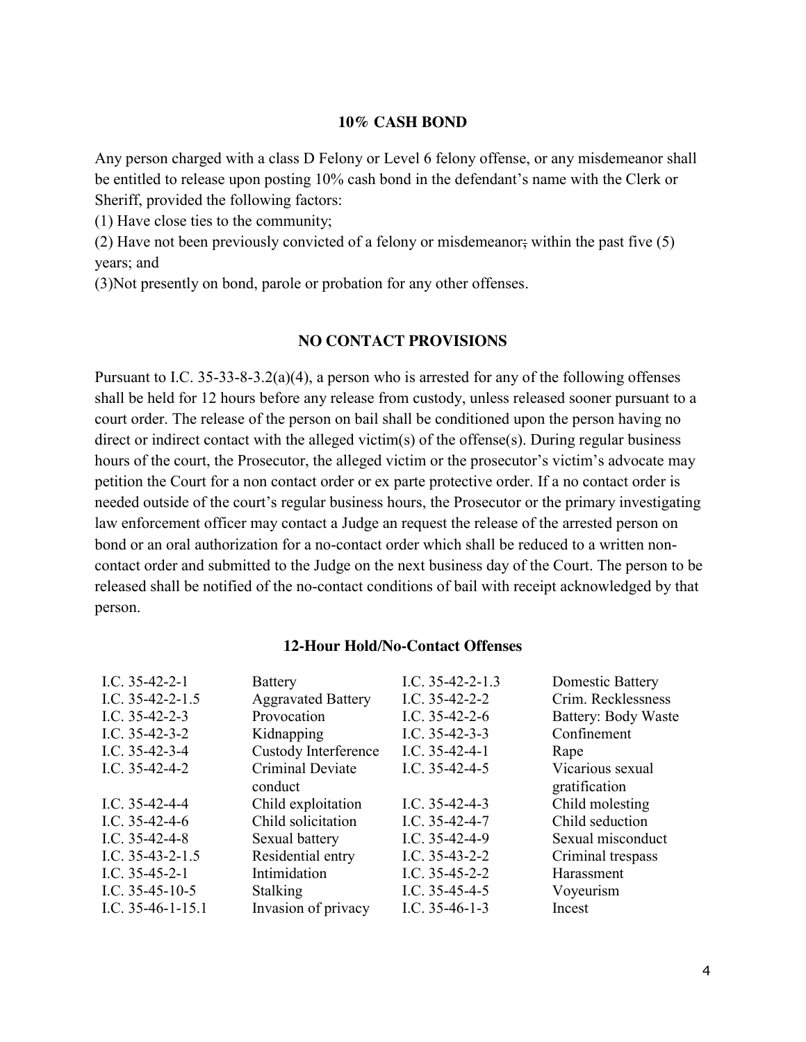## 10% CASH BOND

Any person charged with a class D Felony or Level 6 felony offense, or any misdemeanor shall be entitled to release upon posting 10% cash bond in the defendant's name with the Clerk or Sheriff, provided the following factors:

(1) Have close ties to the community;

(2) Have not been previously convicted of a felony or misdemeanor, within the past five (5) years; and

(3)Not presently on bond, parole or probation for any other offenses.

## NO CONTACT PROVISIONS

Pursuant to I.C. 35-33-8-3.2(a)(4), a person who is arrested for any of the following offenses shall be held for 12 hours before any release from custody, unless released sooner pursuant to a court order. The release of the person on bail shall be conditioned upon the person having no direct or indirect contact with the alleged victim(s) of the offense(s). During regular business hours of the court, the Prosecutor, the alleged victim or the prosecutor's victim's advocate may petition the Court for a non contact order or ex parte protective order. If a no contact order is needed outside of the court's regular business hours, the Prosecutor or the primary investigating law enforcement officer may contact a Judge an request the release of the arrested person on bond or an oral authorization for a no-contact order which shall be reduced to a written non-contact order and submitted to the Judge on the next business day of the Court. The person to be released shall be notified of the no-contact conditions of bail with receipt acknowledged by that person.

### 12-Hour Hold/No-Contact Offenses

| | | | |
|---|---|---|---|
| I.C. 35-42-2-1 | Battery | I.C. 35-42-2-1.3 | Domestic Battery |
| I.C. 35-42-2-1.5 | Aggravated Battery | I.C. 35-42-2-2 | Crim. Recklessness |
| I.C. 35-42-2-3 | Provocation | I.C. 35-42-2-6 | Battery: Body Waste |
| I.C. 35-42-3-2 | Kidnapping | I.C. 35-42-3-3 | Confinement |
| I.C. 35-42-3-4 | Custody Interference | I.C. 35-42-4-1 | Rape |
| I.C. 35-42-4-2 | Criminal Deviate conduct | I.C. 35-42-4-5 | Vicarious sexual gratification |
| I.C. 35-42-4-4 | Child exploitation | I.C. 35-42-4-3 | Child molesting |
| I.C. 35-42-4-6 | Child solicitation | I.C. 35-42-4-7 | Child seduction |
| I.C. 35-42-4-8 | Sexual battery | I.C. 35-42-4-9 | Sexual misconduct |
| I.C. 35-43-2-1.5 | Residential entry | I.C. 35-43-2-2 | Criminal trespass |
| I.C. 35-45-2-1 | Intimidation | I.C. 35-45-2-2 | Harassment |
| I.C. 35-45-10-5 | Stalking | I.C. 35-45-4-5 | Voyeurism |
| I.C. 35-46-1-15.1 | Invasion of privacy | I.C. 35-46-1-3 | Incest |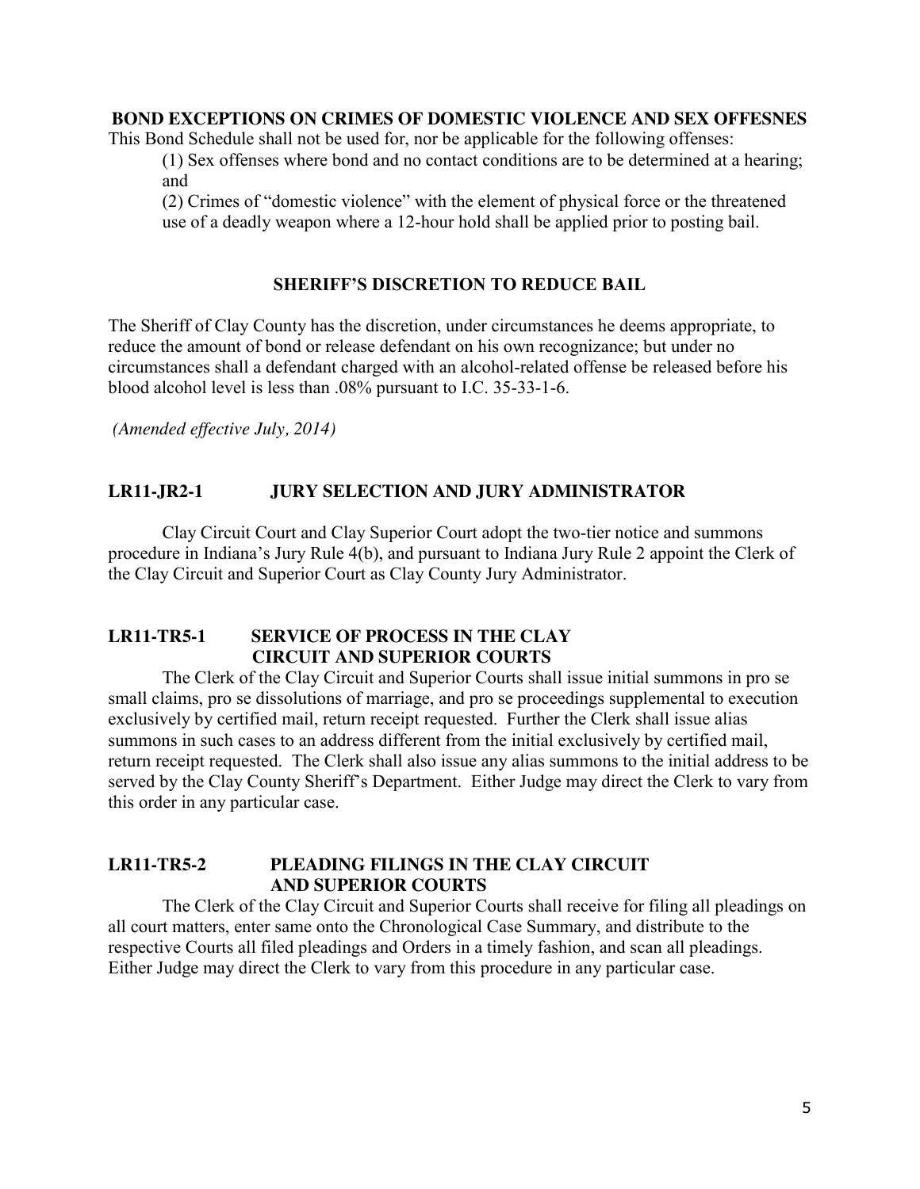**BOND EXCEPTIONS ON CRIMES OF DOMESTIC VIOLENCE AND SEX OFFESNES**

This Bond Schedule shall not be used for, nor be applicable for the following offenses:

(1) Sex offenses where bond and no contact conditions are to be determined at a hearing; and

(2) Crimes of "domestic violence" with the element of physical force or the threatened use of a deadly weapon where a 12-hour hold shall be applied prior to posting bail.

**SHERIFF'S DISCRETION TO REDUCE BAIL**

The Sheriff of Clay County has the discretion, under circumstances he deems appropriate, to reduce the amount of bond or release defendant on his own recognizance; but under no circumstances shall a defendant charged with an alcohol-related offense be released before his blood alcohol level is less than .08% pursuant to I.C. 35-33-1-6.

*(Amended effective July, 2014)*

## LR11-JR2-1 JURY SELECTION AND JURY ADMINISTRATOR

Clay Circuit Court and Clay Superior Court adopt the two-tier notice and summons procedure in Indiana's Jury Rule 4(b), and pursuant to Indiana Jury Rule 2 appoint the Clerk of the Clay Circuit and Superior Court as Clay County Jury Administrator.

## LR11-TR5-1 SERVICE OF PROCESS IN THE CLAY CIRCUIT AND SUPERIOR COURTS

The Clerk of the Clay Circuit and Superior Courts shall issue initial summons in pro se small claims, pro se dissolutions of marriage, and pro se proceedings supplemental to execution exclusively by certified mail, return receipt requested. Further the Clerk shall issue alias summons in such cases to an address different from the initial exclusively by certified mail, return receipt requested. The Clerk shall also issue any alias summons to the initial address to be served by the Clay County Sheriff's Department. Either Judge may direct the Clerk to vary from this order in any particular case.

## LR11-TR5-2 PLEADING FILINGS IN THE CLAY CIRCUIT AND SUPERIOR COURTS

The Clerk of the Clay Circuit and Superior Courts shall receive for filing all pleadings on all court matters, enter same onto the Chronological Case Summary, and distribute to the respective Courts all filed pleadings and Orders in a timely fashion, and scan all pleadings. Either Judge may direct the Clerk to vary from this procedure in any particular case.